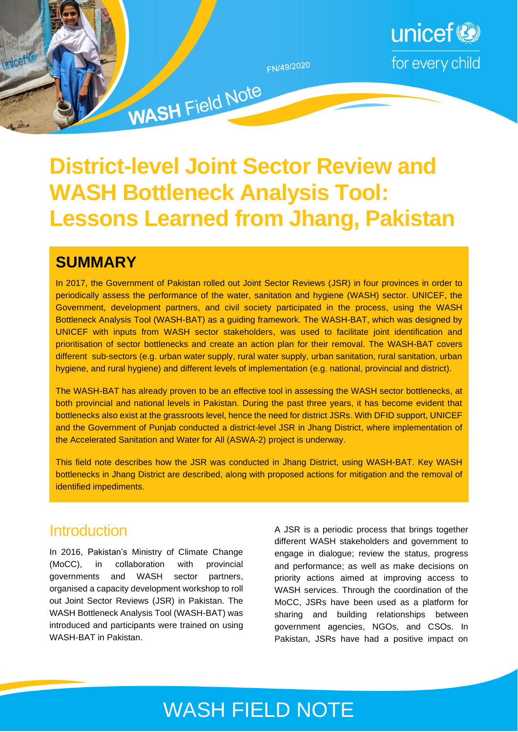FN/49/2020

WASH Field Note

# District-level Joint Sector Review and WASH Bottleneck Analysis Tool: Lessons Learned from Jhang, Pakistan

## SUMMARY

In 2017, the Government of Pakistan rolled out Joint Sector Reviews (JSR) in four provinces in order to periodically assess the performance of the water, sanitation and hygiene (WASH) sector. UNICEF, the Government, development partners, and civil society participated in the process, using the WASH Bottleneck Analysis Tool (WASH-BAT) as a guiding framework. The WASH-BAT, which was designed by UNICEF with inputs from WASH sector stakeholders, was used to facilitate joint identification and prioritisation of sector bottlenecks and create an action plan for their removal. The WASH-BAT covers different sub-sectors (e.g. urban water supply, rural water supply, urban sanitation, rural sanitation, urban hygiene, and rural hygiene) and different levels of implementation (e.g. national, provincial and district).

The WASH-BAT has already proven to be an effective tool in assessing the WASH sector bottlenecks, at both provincial and national levels in Pakistan. During the past three years, it has become evident that bottlenecks also exist at the grassroots level, hence the need for district JSRs. With DFID support, UNICEF and the Government of Punjab conducted a district-level JSR in Jhang District, where implementation of the Accelerated Sanitation and Water for All (ASWA-2) project is underway.

This field note describes how the JSR was conducted in Jhang District, using WASH-BAT. Key WASH bottlenecks in Jhang District are described, along with proposed actions for mitigation and the removal of identified impediments.

## Introduction

In 2016, Pakistan's Ministry of Climate Change (MoCC), in collaboration with provincial governments and WASH sector partners, organised a capacity development workshop to roll out Joint Sector Reviews (JSR) in Pakistan. The WASH Bottleneck Analysis Tool (WASH-BAT) was introduced and participants were trained on using WASH-BAT in Pakistan.

A JSR is a periodic process that brings together different WASH stakeholders and government to engage in dialogue; review the status, progress and performance; as well as make decisions on priority actions aimed at improving access to WASH services. Through the coordination of the MoCC, JSRs have been used as a platform for sharing and building relationships between government agencies, NGOs, and CSOs. In Pakistan, JSRs have had a positive impact on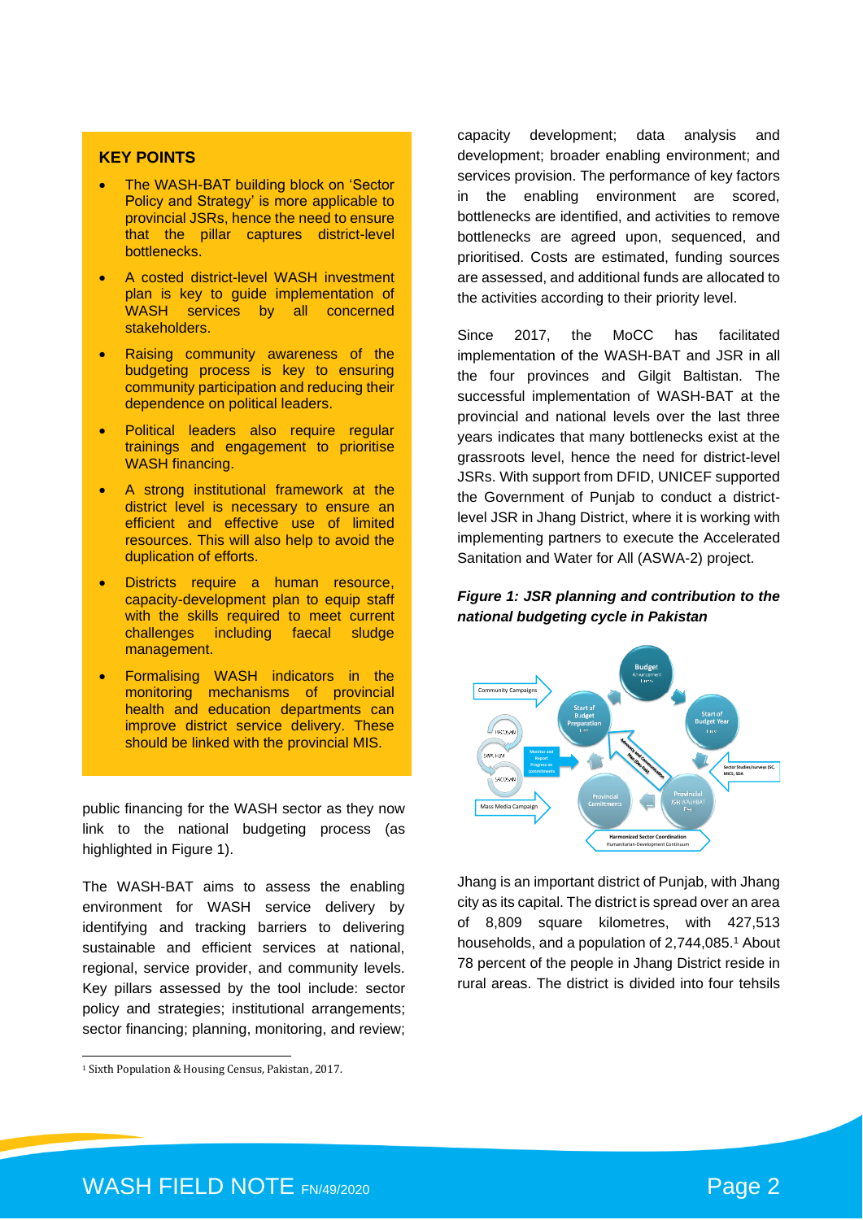## KEY POINTS

- The WASH-BAT building block on 'Sector Policy and Strategy' is more applicable to provincial JSRs, hence the need to ensure that the pillar captures district-level bottlenecks.
- A costed district-level WASH investment plan is key to guide implementation of WASH services by all concerned stakeholders.
- Raising community awareness of the budgeting process is key to ensuring community participation and reducing their dependence on political leaders.
- Political leaders also require regular trainings and engagement to prioritise WASH financing.
- A strong institutional framework at the district level is necessary to ensure an efficient and effective use of limited resources. This will also help to avoid the duplication of efforts.
- Districts require a human resource, capacity-development plan to equip staff with the skills required to meet current challenges including faecal sludge management.
- Formalising WASH indicators in the monitoring mechanisms of provincial health and education departments can improve district service delivery. These should be linked with the provincial MIS.

public financing for the WASH sector as they now link to the national budgeting process (as highlighted in Figure 1).

The WASH-BAT aims to assess the enabling environment for WASH service delivery by identifying and tracking barriers to delivering sustainable and efficient services at national, regional, service provider, and community levels. Key pillars assessed by the tool include: sector policy and strategies; institutional arrangements; sector financing; planning, monitoring, and review; capacity development; data analysis and development; broader enabling environment; and services provision. The performance of key factors in the enabling environment are scored, bottlenecks are identified, and activities to remove bottlenecks are agreed upon, sequenced, and prioritised. Costs are estimated, funding sources are assessed, and additional funds are allocated to the activities according to their priority level.

Since 2017, the MoCC has facilitated implementation of the WASH-BAT and JSR in all the four provinces and Gilgit Baltistan. The successful implementation of WASH-BAT at the provincial and national levels over the last three years indicates that many bottlenecks exist at the grassroots level, hence the need for district-level JSRs. With support from DFID, UNICEF supported the Government of Punjab to conduct a district-level JSR in Jhang District, where it is working with implementing partners to execute the Accelerated Sanitation and Water for All (ASWA-2) project.

***Figure 1: JSR planning and contribution to the national budgeting cycle in Pakistan***

Jhang is an important district of Punjab, with Jhang city as its capital. The district is spread over an area of 8,809 square kilometres, with 427,513 households, and a population of 2,744,085.[1] About 78 percent of the people in Jhang District reside in rural areas. The district is divided into four tehsils

[1] Sixth Population & Housing Census, Pakistan, 2017.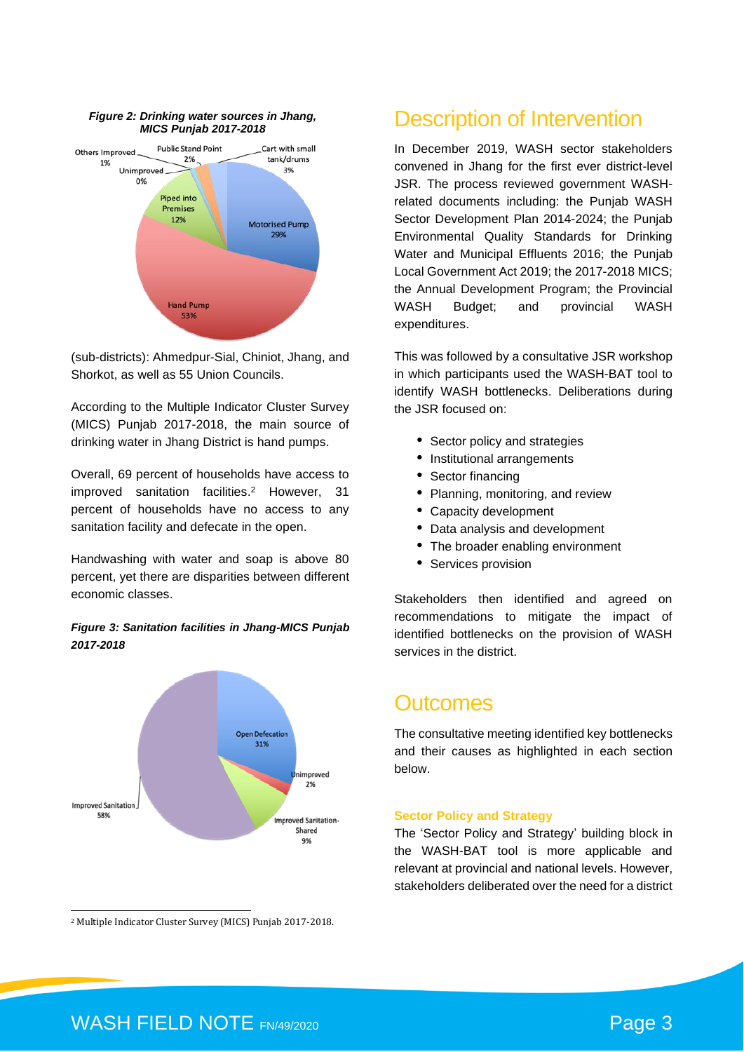*Figure 2: Drinking water sources in Jhang, MICS Punjab 2017-2018*

(sub-districts): Ahmedpur-Sial, Chiniot, Jhang, and Shorkot, as well as 55 Union Councils.

According to the Multiple Indicator Cluster Survey (MICS) Punjab 2017-2018, the main source of drinking water in Jhang District is hand pumps.

Overall, 69 percent of households have access to improved sanitation facilities.[2] However, 31 percent of households have no access to any sanitation facility and defecate in the open.

Handwashing with water and soap is above 80 percent, yet there are disparities between different economic classes.

*Figure 3: Sanitation facilities in Jhang-MICS Punjab 2017-2018*

## Description of Intervention

In December 2019, WASH sector stakeholders convened in Jhang for the first ever district-level JSR. The process reviewed government WASH-related documents including: the Punjab WASH Sector Development Plan 2014-2024; the Punjab Environmental Quality Standards for Drinking Water and Municipal Effluents 2016; the Punjab Local Government Act 2019; the 2017-2018 MICS; the Annual Development Program; the Provincial WASH Budget; and provincial WASH expenditures.

This was followed by a consultative JSR workshop in which participants used the WASH-BAT tool to identify WASH bottlenecks. Deliberations during the JSR focused on:

- Sector policy and strategies
- Institutional arrangements
- Sector financing
- Planning, monitoring, and review
- Capacity development
- Data analysis and development
- The broader enabling environment
- Services provision

Stakeholders then identified and agreed on recommendations to mitigate the impact of identified bottlenecks on the provision of WASH services in the district.

## Outcomes

The consultative meeting identified key bottlenecks and their causes as highlighted in each section below.

### Sector Policy and Strategy

The 'Sector Policy and Strategy' building block in the WASH-BAT tool is more applicable and relevant at provincial and national levels. However, stakeholders deliberated over the need for a district

---

[2] Multiple Indicator Cluster Survey (MICS) Punjab 2017-2018.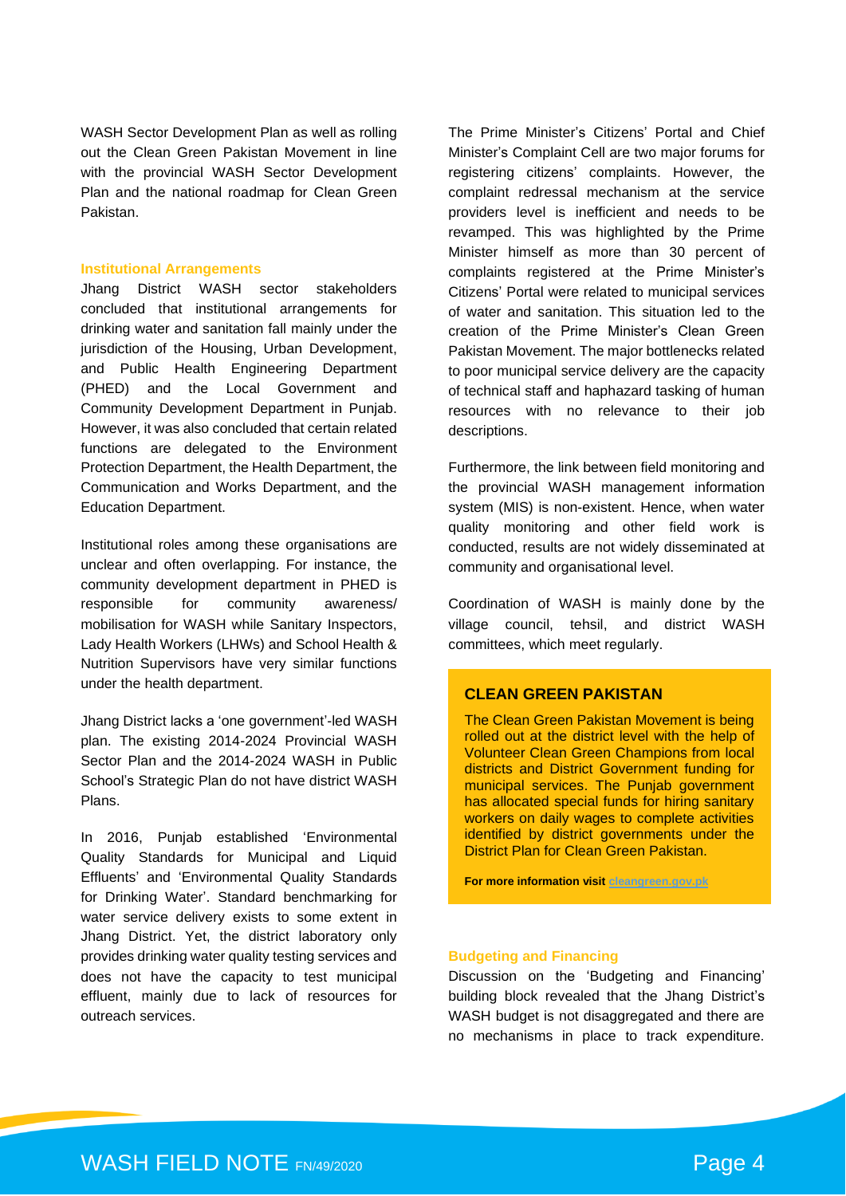WASH Sector Development Plan as well as rolling out the Clean Green Pakistan Movement in line with the provincial WASH Sector Development Plan and the national roadmap for Clean Green Pakistan.

### Institutional Arrangements

Jhang District WASH sector stakeholders concluded that institutional arrangements for drinking water and sanitation fall mainly under the jurisdiction of the Housing, Urban Development, and Public Health Engineering Department (PHED) and the Local Government and Community Development Department in Punjab. However, it was also concluded that certain related functions are delegated to the Environment Protection Department, the Health Department, the Communication and Works Department, and the Education Department.

Institutional roles among these organisations are unclear and often overlapping. For instance, the community development department in PHED is responsible for community awareness/ mobilisation for WASH while Sanitary Inspectors, Lady Health Workers (LHWs) and School Health & Nutrition Supervisors have very similar functions under the health department.

Jhang District lacks a 'one government'-led WASH plan. The existing 2014-2024 Provincial WASH Sector Plan and the 2014-2024 WASH in Public School's Strategic Plan do not have district WASH Plans.

In 2016, Punjab established 'Environmental Quality Standards for Municipal and Liquid Effluents' and 'Environmental Quality Standards for Drinking Water'. Standard benchmarking for water service delivery exists to some extent in Jhang District. Yet, the district laboratory only provides drinking water quality testing services and does not have the capacity to test municipal effluent, mainly due to lack of resources for outreach services.

The Prime Minister's Citizens' Portal and Chief Minister's Complaint Cell are two major forums for registering citizens' complaints. However, the complaint redressal mechanism at the service providers level is inefficient and needs to be revamped. This was highlighted by the Prime Minister himself as more than 30 percent of complaints registered at the Prime Minister's Citizens' Portal were related to municipal services of water and sanitation. This situation led to the creation of the Prime Minister's Clean Green Pakistan Movement. The major bottlenecks related to poor municipal service delivery are the capacity of technical staff and haphazard tasking of human resources with no relevance to their job descriptions.

Furthermore, the link between field monitoring and the provincial WASH management information system (MIS) is non-existent. Hence, when water quality monitoring and other field work is conducted, results are not widely disseminated at community and organisational level.

Coordination of WASH is mainly done by the village council, tehsil, and district WASH committees, which meet regularly.

> **CLEAN GREEN PAKISTAN**
>
> The Clean Green Pakistan Movement is being rolled out at the district level with the help of Volunteer Clean Green Champions from local districts and District Government funding for municipal services. The Punjab government has allocated special funds for hiring sanitary workers on daily wages to complete activities identified by district governments under the District Plan for Clean Green Pakistan.
>
> **For more information visit cleangreen.gov.pk**

### Budgeting and Financing

Discussion on the 'Budgeting and Financing' building block revealed that the Jhang District's WASH budget is not disaggregated and there are no mechanisms in place to track expenditure.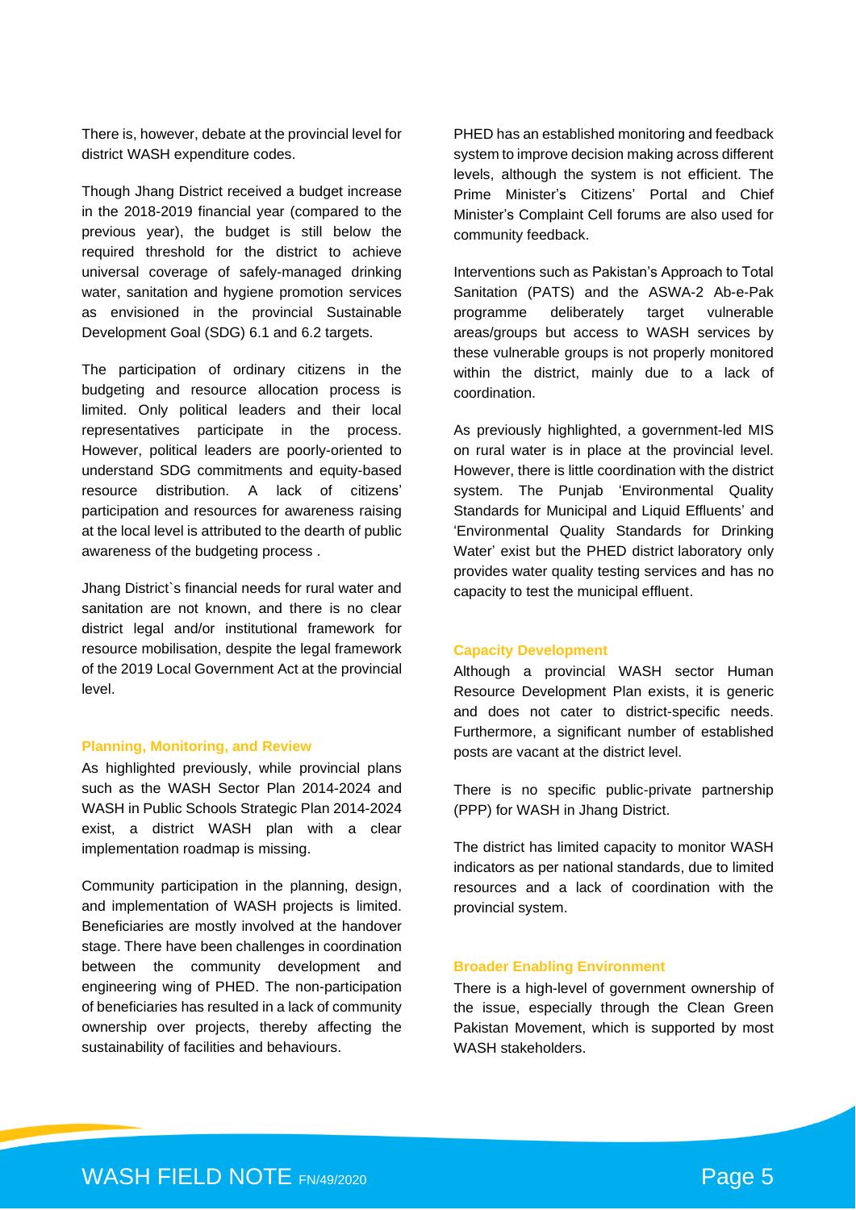There is, however, debate at the provincial level for district WASH expenditure codes.

Though Jhang District received a budget increase in the 2018-2019 financial year (compared to the previous year), the budget is still below the required threshold for the district to achieve universal coverage of safely-managed drinking water, sanitation and hygiene promotion services as envisioned in the provincial Sustainable Development Goal (SDG) 6.1 and 6.2 targets.

The participation of ordinary citizens in the budgeting and resource allocation process is limited. Only political leaders and their local representatives participate in the process. However, political leaders are poorly-oriented to understand SDG commitments and equity-based resource distribution. A lack of citizens' participation and resources for awareness raising at the local level is attributed to the dearth of public awareness of the budgeting process .

Jhang District`s financial needs for rural water and sanitation are not known, and there is no clear district legal and/or institutional framework for resource mobilisation, despite the legal framework of the 2019 Local Government Act at the provincial level.

### Planning, Monitoring, and Review

As highlighted previously, while provincial plans such as the WASH Sector Plan 2014-2024 and WASH in Public Schools Strategic Plan 2014-2024 exist, a district WASH plan with a clear implementation roadmap is missing.

Community participation in the planning, design, and implementation of WASH projects is limited. Beneficiaries are mostly involved at the handover stage. There have been challenges in coordination between the community development and engineering wing of PHED. The non-participation of beneficiaries has resulted in a lack of community ownership over projects, thereby affecting the sustainability of facilities and behaviours.

PHED has an established monitoring and feedback system to improve decision making across different levels, although the system is not efficient. The Prime Minister's Citizens' Portal and Chief Minister's Complaint Cell forums are also used for community feedback.

Interventions such as Pakistan's Approach to Total Sanitation (PATS) and the ASWA-2 Ab-e-Pak programme deliberately target vulnerable areas/groups but access to WASH services by these vulnerable groups is not properly monitored within the district, mainly due to a lack of coordination.

As previously highlighted, a government-led MIS on rural water is in place at the provincial level. However, there is little coordination with the district system. The Punjab 'Environmental Quality Standards for Municipal and Liquid Effluents' and 'Environmental Quality Standards for Drinking Water' exist but the PHED district laboratory only provides water quality testing services and has no capacity to test the municipal effluent.

### Capacity Development

Although a provincial WASH sector Human Resource Development Plan exists, it is generic and does not cater to district-specific needs. Furthermore, a significant number of established posts are vacant at the district level.

There is no specific public-private partnership (PPP) for WASH in Jhang District.

The district has limited capacity to monitor WASH indicators as per national standards, due to limited resources and a lack of coordination with the provincial system.

### Broader Enabling Environment

There is a high-level of government ownership of the issue, especially through the Clean Green Pakistan Movement, which is supported by most WASH stakeholders.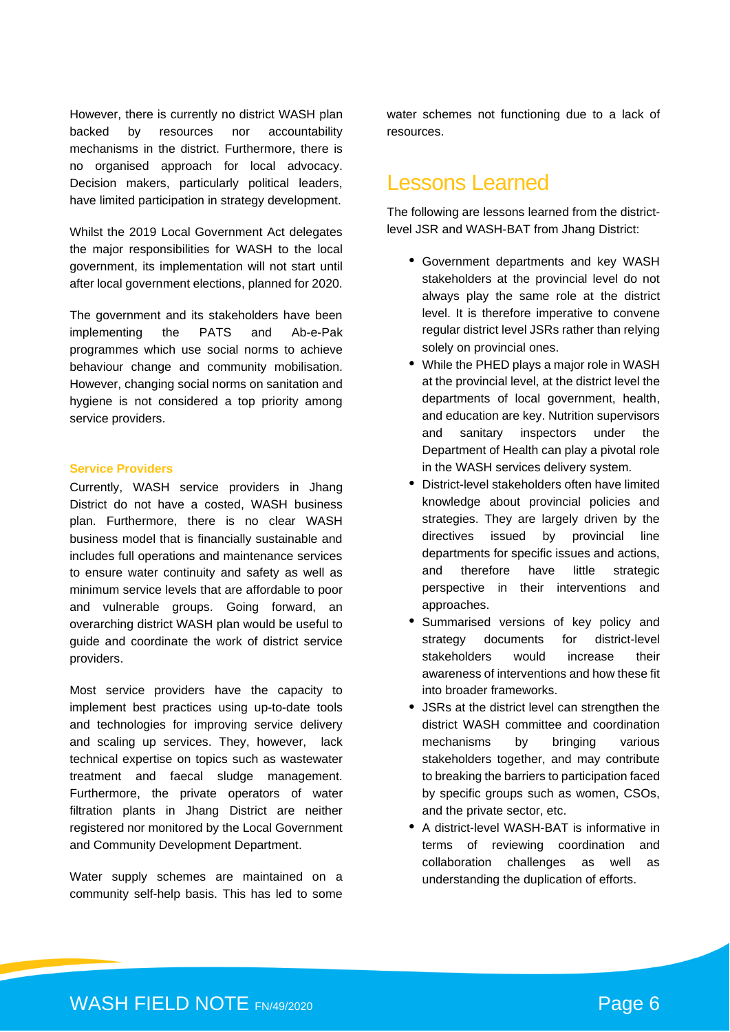However, there is currently no district WASH plan backed by resources nor accountability mechanisms in the district. Furthermore, there is no organised approach for local advocacy. Decision makers, particularly political leaders, have limited participation in strategy development.

Whilst the 2019 Local Government Act delegates the major responsibilities for WASH to the local government, its implementation will not start until after local government elections, planned for 2020.

The government and its stakeholders have been implementing the PATS and Ab-e-Pak programmes which use social norms to achieve behaviour change and community mobilisation. However, changing social norms on sanitation and hygiene is not considered a top priority among service providers.

### Service Providers

Currently, WASH service providers in Jhang District do not have a costed, WASH business plan. Furthermore, there is no clear WASH business model that is financially sustainable and includes full operations and maintenance services to ensure water continuity and safety as well as minimum service levels that are affordable to poor and vulnerable groups. Going forward, an overarching district WASH plan would be useful to guide and coordinate the work of district service providers.

Most service providers have the capacity to implement best practices using up-to-date tools and technologies for improving service delivery and scaling up services. They, however, lack technical expertise on topics such as wastewater treatment and faecal sludge management. Furthermore, the private operators of water filtration plants in Jhang District are neither registered nor monitored by the Local Government and Community Development Department.

Water supply schemes are maintained on a community self-help basis. This has led to some water schemes not functioning due to a lack of resources.

## Lessons Learned

The following are lessons learned from the district-level JSR and WASH-BAT from Jhang District:

- Government departments and key WASH stakeholders at the provincial level do not always play the same role at the district level. It is therefore imperative to convene regular district level JSRs rather than relying solely on provincial ones.
- While the PHED plays a major role in WASH at the provincial level, at the district level the departments of local government, health, and education are key. Nutrition supervisors and sanitary inspectors under the Department of Health can play a pivotal role in the WASH services delivery system.
- District-level stakeholders often have limited knowledge about provincial policies and strategies. They are largely driven by the directives issued by provincial line departments for specific issues and actions, and therefore have little strategic perspective in their interventions and approaches.
- Summarised versions of key policy and strategy documents for district-level stakeholders would increase their awareness of interventions and how these fit into broader frameworks.
- JSRs at the district level can strengthen the district WASH committee and coordination mechanisms by bringing various stakeholders together, and may contribute to breaking the barriers to participation faced by specific groups such as women, CSOs, and the private sector, etc.
- A district-level WASH-BAT is informative in terms of reviewing coordination and collaboration challenges as well as understanding the duplication of efforts.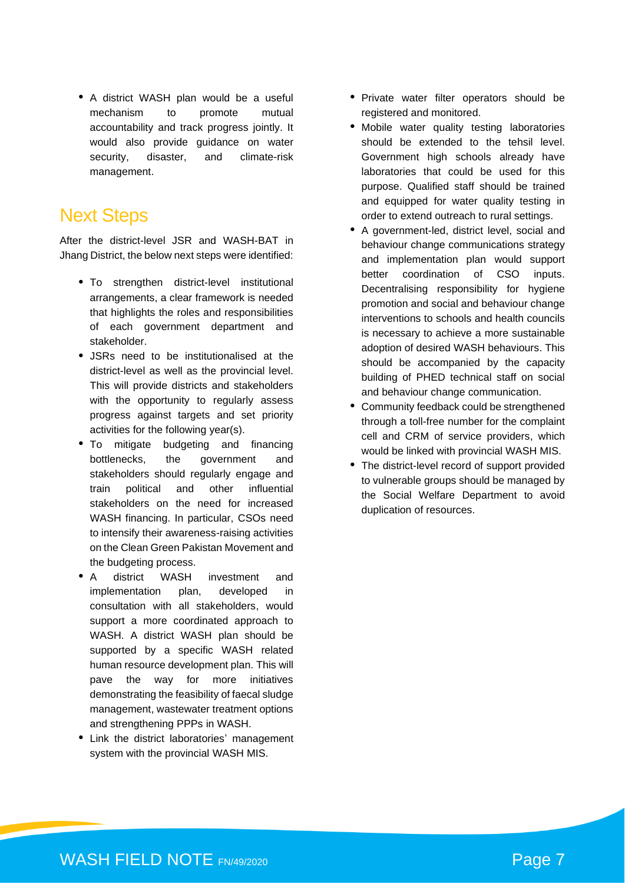- A district WASH plan would be a useful mechanism to promote mutual accountability and track progress jointly. It would also provide guidance on water security, disaster, and climate-risk management.

## Next Steps

After the district-level JSR and WASH-BAT in Jhang District, the below next steps were identified:

- To strengthen district-level institutional arrangements, a clear framework is needed that highlights the roles and responsibilities of each government department and stakeholder.
- JSRs need to be institutionalised at the district-level as well as the provincial level. This will provide districts and stakeholders with the opportunity to regularly assess progress against targets and set priority activities for the following year(s).
- To mitigate budgeting and financing bottlenecks, the government and stakeholders should regularly engage and train political and other influential stakeholders on the need for increased WASH financing. In particular, CSOs need to intensify their awareness-raising activities on the Clean Green Pakistan Movement and the budgeting process.
- A district WASH investment and implementation plan, developed in consultation with all stakeholders, would support a more coordinated approach to WASH. A district WASH plan should be supported by a specific WASH related human resource development plan. This will pave the way for more initiatives demonstrating the feasibility of faecal sludge management, wastewater treatment options and strengthening PPPs in WASH.
- Link the district laboratories' management system with the provincial WASH MIS.
- Private water filter operators should be registered and monitored.
- Mobile water quality testing laboratories should be extended to the tehsil level. Government high schools already have laboratories that could be used for this purpose. Qualified staff should be trained and equipped for water quality testing in order to extend outreach to rural settings.
- A government-led, district level, social and behaviour change communications strategy and implementation plan would support better coordination of CSO inputs. Decentralising responsibility for hygiene promotion and social and behaviour change interventions to schools and health councils is necessary to achieve a more sustainable adoption of desired WASH behaviours. This should be accompanied by the capacity building of PHED technical staff on social and behaviour change communication.
- Community feedback could be strengthened through a toll-free number for the complaint cell and CRM of service providers, which would be linked with provincial WASH MIS.
- The district-level record of support provided to vulnerable groups should be managed by the Social Welfare Department to avoid duplication of resources.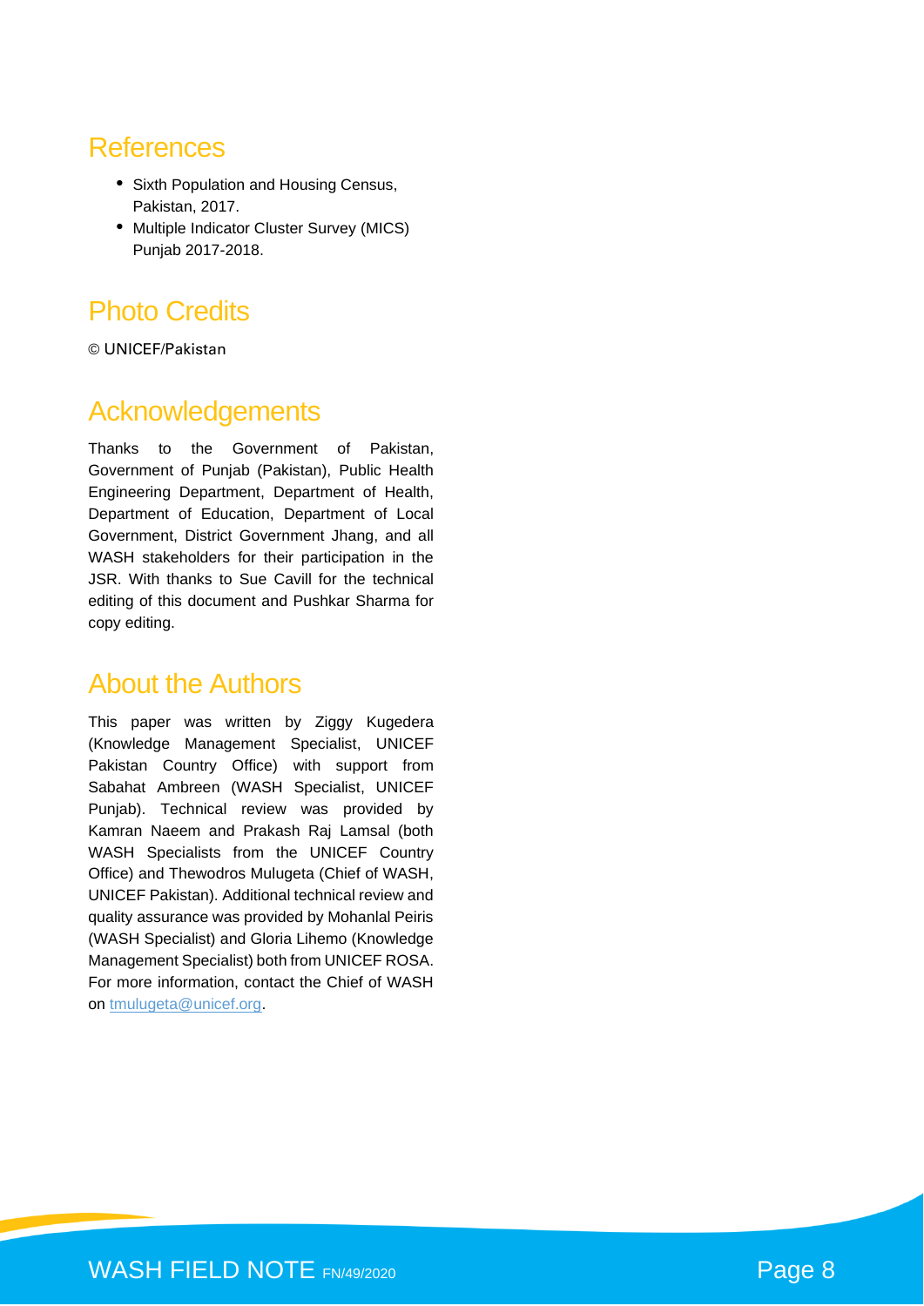## References

- Sixth Population and Housing Census, Pakistan, 2017.
- Multiple Indicator Cluster Survey (MICS) Punjab 2017-2018.

## Photo Credits

© UNICEF/Pakistan

## Acknowledgements

Thanks to the Government of Pakistan, Government of Punjab (Pakistan), Public Health Engineering Department, Department of Health, Department of Education, Department of Local Government, District Government Jhang, and all WASH stakeholders for their participation in the JSR. With thanks to Sue Cavill for the technical editing of this document and Pushkar Sharma for copy editing.

## About the Authors

This paper was written by Ziggy Kugedera (Knowledge Management Specialist, UNICEF Pakistan Country Office) with support from Sabahat Ambreen (WASH Specialist, UNICEF Punjab). Technical review was provided by Kamran Naeem and Prakash Raj Lamsal (both WASH Specialists from the UNICEF Country Office) and Thewodros Mulugeta (Chief of WASH, UNICEF Pakistan). Additional technical review and quality assurance was provided by Mohanlal Peiris (WASH Specialist) and Gloria Lihemo (Knowledge Management Specialist) both from UNICEF ROSA. For more information, contact the Chief of WASH on [tmulugeta@unicef.org](mailto:tmulugeta@unicef.org).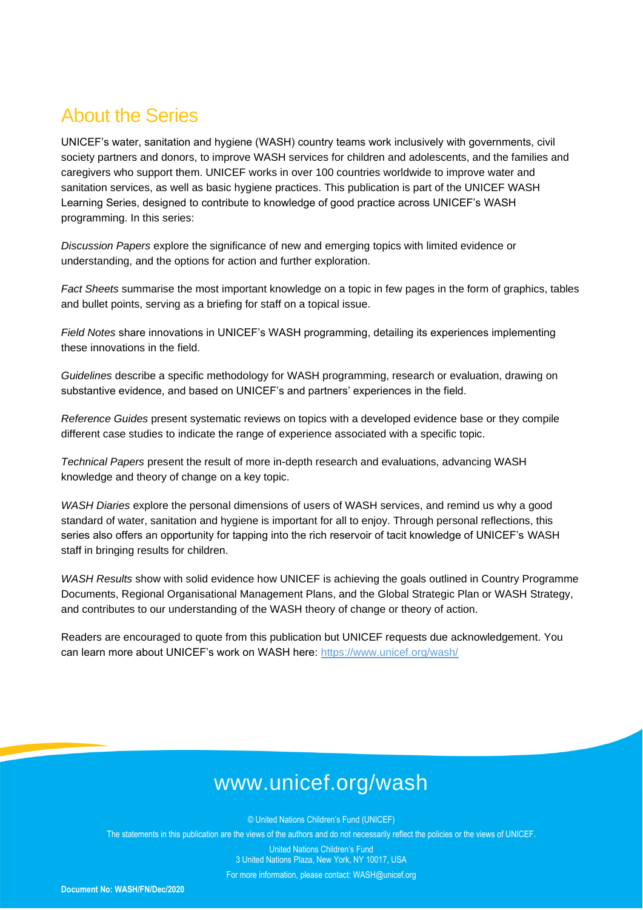## About the Series

UNICEF's water, sanitation and hygiene (WASH) country teams work inclusively with governments, civil society partners and donors, to improve WASH services for children and adolescents, and the families and caregivers who support them. UNICEF works in over 100 countries worldwide to improve water and sanitation services, as well as basic hygiene practices. This publication is part of the UNICEF WASH Learning Series, designed to contribute to knowledge of good practice across UNICEF's WASH programming. In this series:

*Discussion Papers* explore the significance of new and emerging topics with limited evidence or understanding, and the options for action and further exploration.

*Fact Sheets* summarise the most important knowledge on a topic in few pages in the form of graphics, tables and bullet points, serving as a briefing for staff on a topical issue.

*Field Notes* share innovations in UNICEF's WASH programming, detailing its experiences implementing these innovations in the field.

*Guidelines* describe a specific methodology for WASH programming, research or evaluation, drawing on substantive evidence, and based on UNICEF's and partners' experiences in the field.

*Reference Guides* present systematic reviews on topics with a developed evidence base or they compile different case studies to indicate the range of experience associated with a specific topic.

*Technical Papers* present the result of more in-depth research and evaluations, advancing WASH knowledge and theory of change on a key topic.

*WASH Diaries* explore the personal dimensions of users of WASH services, and remind us why a good standard of water, sanitation and hygiene is important for all to enjoy. Through personal reflections, this series also offers an opportunity for tapping into the rich reservoir of tacit knowledge of UNICEF's WASH staff in bringing results for children.

*WASH Results* show with solid evidence how UNICEF is achieving the goals outlined in Country Programme Documents, Regional Organisational Management Plans, and the Global Strategic Plan or WASH Strategy, and contributes to our understanding of the WASH theory of change or theory of action.

Readers are encouraged to quote from this publication but UNICEF requests due acknowledgement. You can learn more about UNICEF's work on WASH here: https://www.unicef.org/wash/

www.unicef.org/wash

© United Nations Children's Fund (UNICEF)

The statements in this publication are the views of the authors and do not necessarily reflect the policies or the views of UNICEF.

United Nations Children's Fund
3 United Nations Plaza, New York, NY 10017, USA

For more information, please contact: WASH@unicef.org

**Document No: WASH/FN/Dec/2020**